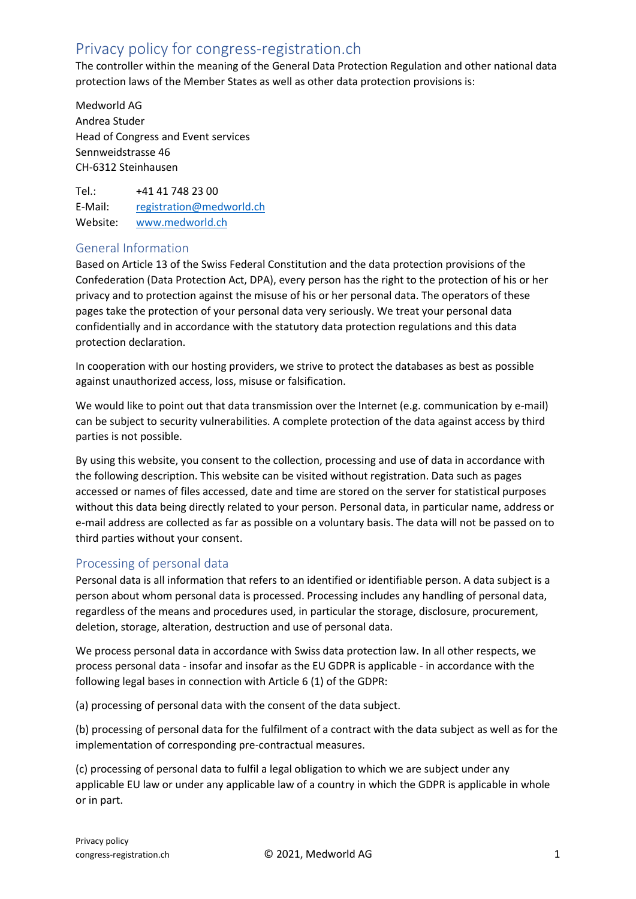# Privacy policy for congress-registration.ch

The controller within the meaning of the General Data Protection Regulation and other national data protection laws of the Member States as well as other data protection provisions is:

Medworld AG
Andrea Studer
Head of Congress and Event services
Sennweidstrasse 46
CH-6312 Steinhausen

Tel.: +41 41 748 23 00
E-Mail: registration@medworld.ch
Website: www.medworld.ch

## General Information

Based on Article 13 of the Swiss Federal Constitution and the data protection provisions of the Confederation (Data Protection Act, DPA), every person has the right to the protection of his or her privacy and to protection against the misuse of his or her personal data. The operators of these pages take the protection of your personal data very seriously. We treat your personal data confidentially and in accordance with the statutory data protection regulations and this data protection declaration.

In cooperation with our hosting providers, we strive to protect the databases as best as possible against unauthorized access, loss, misuse or falsification.

We would like to point out that data transmission over the Internet (e.g. communication by e-mail) can be subject to security vulnerabilities. A complete protection of the data against access by third parties is not possible.

By using this website, you consent to the collection, processing and use of data in accordance with the following description. This website can be visited without registration. Data such as pages accessed or names of files accessed, date and time are stored on the server for statistical purposes without this data being directly related to your person. Personal data, in particular name, address or e-mail address are collected as far as possible on a voluntary basis. The data will not be passed on to third parties without your consent.

## Processing of personal data

Personal data is all information that refers to an identified or identifiable person. A data subject is a person about whom personal data is processed. Processing includes any handling of personal data, regardless of the means and procedures used, in particular the storage, disclosure, procurement, deletion, storage, alteration, destruction and use of personal data.

We process personal data in accordance with Swiss data protection law. In all other respects, we process personal data - insofar and insofar as the EU GDPR is applicable - in accordance with the following legal bases in connection with Article 6 (1) of the GDPR:

(a) processing of personal data with the consent of the data subject.

(b) processing of personal data for the fulfilment of a contract with the data subject as well as for the implementation of corresponding pre-contractual measures.

(c) processing of personal data to fulfil a legal obligation to which we are subject under any applicable EU law or under any applicable law of a country in which the GDPR is applicable in whole or in part.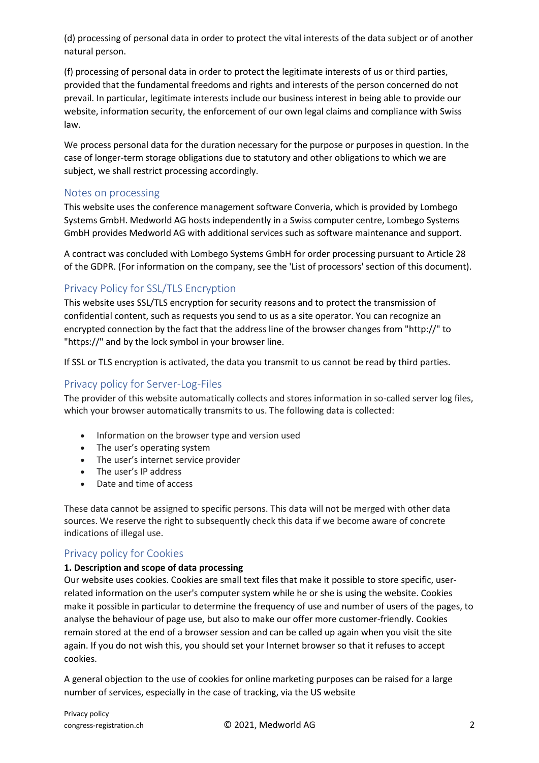(d) processing of personal data in order to protect the vital interests of the data subject or of another natural person.

(f) processing of personal data in order to protect the legitimate interests of us or third parties, provided that the fundamental freedoms and rights and interests of the person concerned do not prevail. In particular, legitimate interests include our business interest in being able to provide our website, information security, the enforcement of our own legal claims and compliance with Swiss law.

We process personal data for the duration necessary for the purpose or purposes in question. In the case of longer-term storage obligations due to statutory and other obligations to which we are subject, we shall restrict processing accordingly.

## Notes on processing

This website uses the conference management software Converia, which is provided by Lombego Systems GmbH. Medworld AG hosts independently in a Swiss computer centre, Lombego Systems GmbH provides Medworld AG with additional services such as software maintenance and support.

A contract was concluded with Lombego Systems GmbH for order processing pursuant to Article 28 of the GDPR. (For information on the company, see the 'List of processors' section of this document).

## Privacy Policy for SSL/TLS Encryption

This website uses SSL/TLS encryption for security reasons and to protect the transmission of confidential content, such as requests you send to us as a site operator. You can recognize an encrypted connection by the fact that the address line of the browser changes from "http://" to "https://" and by the lock symbol in your browser line.

If SSL or TLS encryption is activated, the data you transmit to us cannot be read by third parties.

## Privacy policy for Server-Log-Files

The provider of this website automatically collects and stores information in so-called server log files, which your browser automatically transmits to us. The following data is collected:

- Information on the browser type and version used
- The user's operating system
- The user's internet service provider
- The user's IP address
- Date and time of access

These data cannot be assigned to specific persons. This data will not be merged with other data sources. We reserve the right to subsequently check this data if we become aware of concrete indications of illegal use.

## Privacy policy for Cookies

**1. Description and scope of data processing**

Our website uses cookies. Cookies are small text files that make it possible to store specific, user-related information on the user's computer system while he or she is using the website. Cookies make it possible in particular to determine the frequency of use and number of users of the pages, to analyse the behaviour of page use, but also to make our offer more customer-friendly. Cookies remain stored at the end of a browser session and can be called up again when you visit the site again. If you do not wish this, you should set your Internet browser so that it refuses to accept cookies.

A general objection to the use of cookies for online marketing purposes can be raised for a large number of services, especially in the case of tracking, via the US website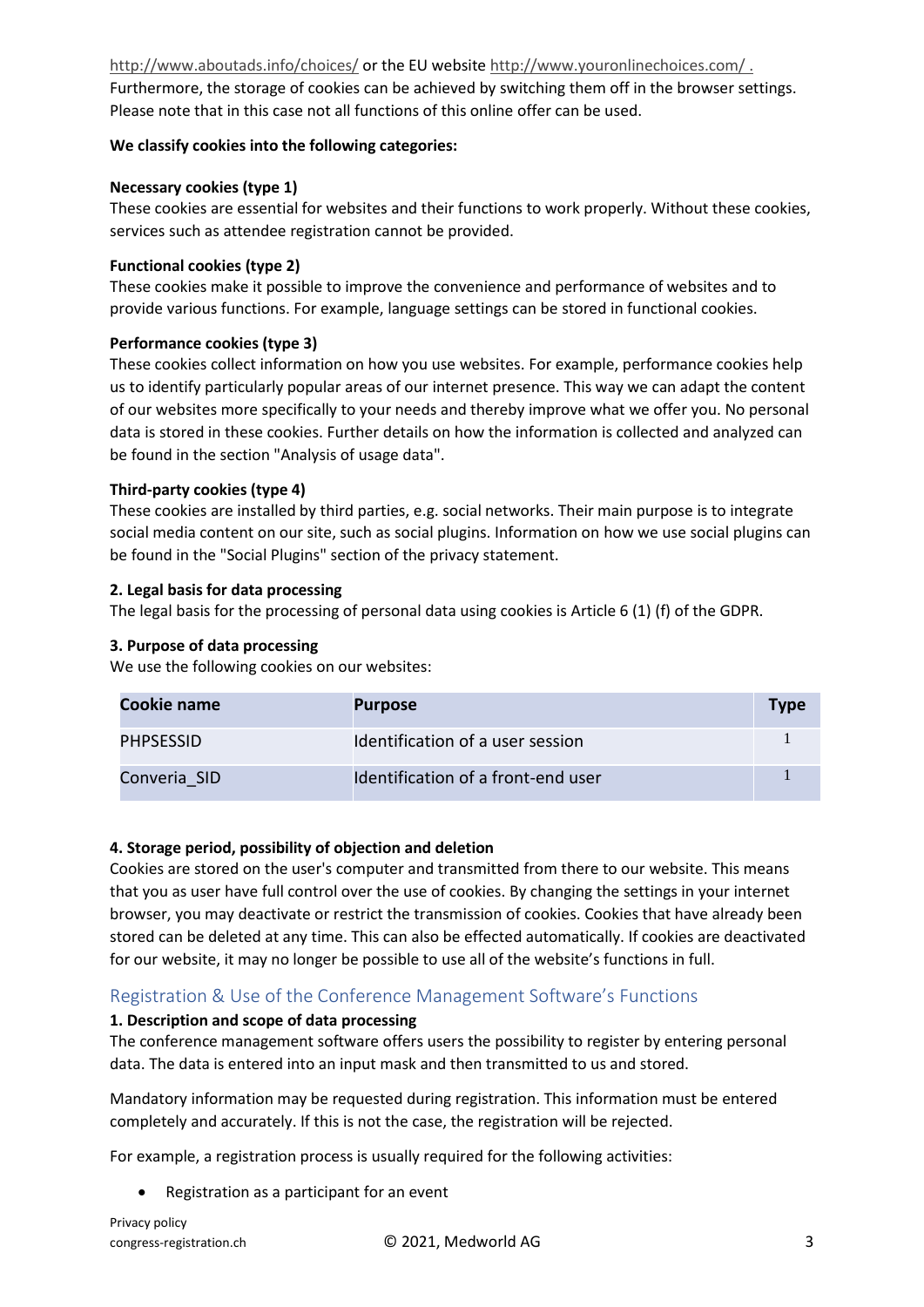http://www.aboutads.info/choices/ or the EU website http://www.youronlinechoices.com/ .
Furthermore, the storage of cookies can be achieved by switching them off in the browser settings. Please note that in this case not all functions of this online offer can be used.

**We classify cookies into the following categories:**

**Necessary cookies (type 1)**
These cookies are essential for websites and their functions to work properly. Without these cookies, services such as attendee registration cannot be provided.

**Functional cookies (type 2)**
These cookies make it possible to improve the convenience and performance of websites and to provide various functions. For example, language settings can be stored in functional cookies.

**Performance cookies (type 3)**
These cookies collect information on how you use websites. For example, performance cookies help us to identify particularly popular areas of our internet presence. This way we can adapt the content of our websites more specifically to your needs and thereby improve what we offer you. No personal data is stored in these cookies. Further details on how the information is collected and analyzed can be found in the section "Analysis of usage data".

**Third-party cookies (type 4)**
These cookies are installed by third parties, e.g. social networks. Their main purpose is to integrate social media content on our site, such as social plugins. Information on how we use social plugins can be found in the "Social Plugins" section of the privacy statement.

**2. Legal basis for data processing**
The legal basis for the processing of personal data using cookies is Article 6 (1) (f) of the GDPR.

**3. Purpose of data processing**
We use the following cookies on our websites:

| Cookie name | Purpose | Type |
|---|---|---|
| PHPSESSID | Identification of a user session | 1 |
| Converia_SID | Identification of a front-end user | 1 |

**4. Storage period, possibility of objection and deletion**
Cookies are stored on the user's computer and transmitted from there to our website. This means that you as user have full control over the use of cookies. By changing the settings in your internet browser, you may deactivate or restrict the transmission of cookies. Cookies that have already been stored can be deleted at any time. This can also be effected automatically. If cookies are deactivated for our website, it may no longer be possible to use all of the website's functions in full.

## Registration & Use of the Conference Management Software's Functions

**1. Description and scope of data processing**
The conference management software offers users the possibility to register by entering personal data. The data is entered into an input mask and then transmitted to us and stored.

Mandatory information may be requested during registration. This information must be entered completely and accurately. If this is not the case, the registration will be rejected.

For example, a registration process is usually required for the following activities:

- Registration as a participant for an event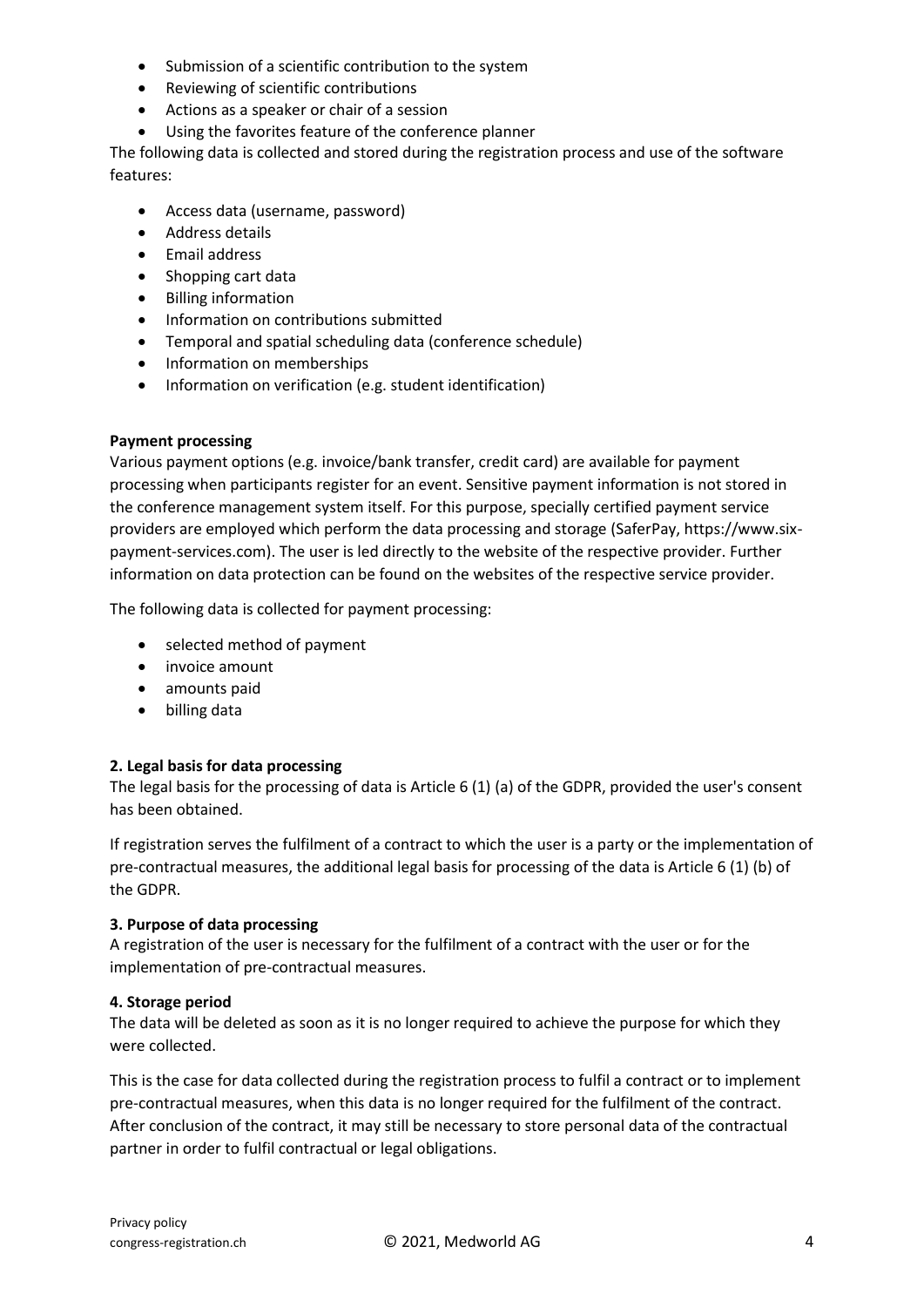- Submission of a scientific contribution to the system
- Reviewing of scientific contributions
- Actions as a speaker or chair of a session
- Using the favorites feature of the conference planner

The following data is collected and stored during the registration process and use of the software features:

- Access data (username, password)
- Address details
- Email address
- Shopping cart data
- Billing information
- Information on contributions submitted
- Temporal and spatial scheduling data (conference schedule)
- Information on memberships
- Information on verification (e.g. student identification)

**Payment processing**

Various payment options (e.g. invoice/bank transfer, credit card) are available for payment processing when participants register for an event. Sensitive payment information is not stored in the conference management system itself. For this purpose, specially certified payment service providers are employed which perform the data processing and storage (SaferPay, https://www.six-payment-services.com). The user is led directly to the website of the respective provider. Further information on data protection can be found on the websites of the respective service provider.

The following data is collected for payment processing:

- selected method of payment
- invoice amount
- amounts paid
- billing data

**2. Legal basis for data processing**

The legal basis for the processing of data is Article 6 (1) (a) of the GDPR, provided the user's consent has been obtained.

If registration serves the fulfilment of a contract to which the user is a party or the implementation of pre-contractual measures, the additional legal basis for processing of the data is Article 6 (1) (b) of the GDPR.

**3. Purpose of data processing**

A registration of the user is necessary for the fulfilment of a contract with the user or for the implementation of pre-contractual measures.

**4. Storage period**

The data will be deleted as soon as it is no longer required to achieve the purpose for which they were collected.

This is the case for data collected during the registration process to fulfil a contract or to implement pre-contractual measures, when this data is no longer required for the fulfilment of the contract. After conclusion of the contract, it may still be necessary to store personal data of the contractual partner in order to fulfil contractual or legal obligations.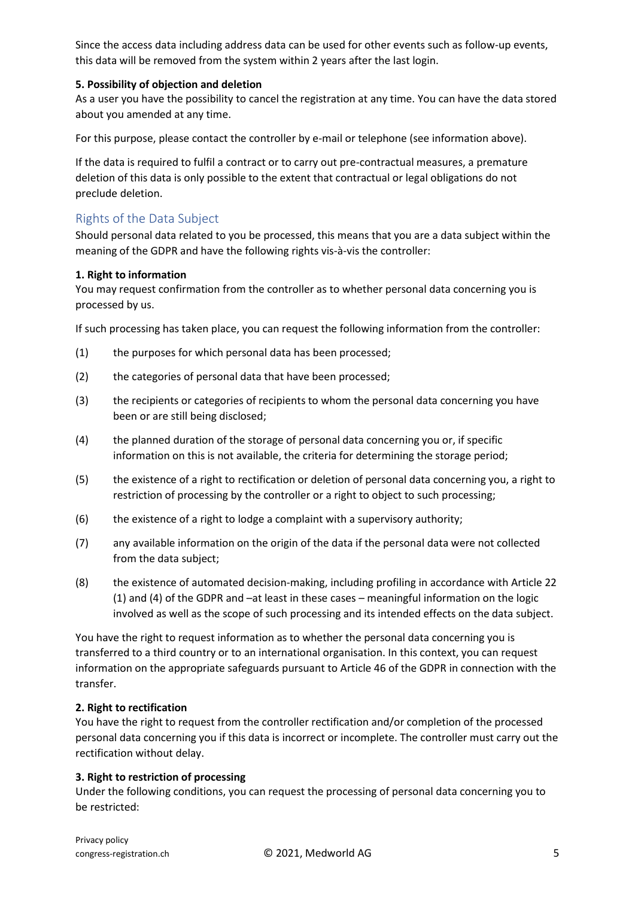Since the access data including address data can be used for other events such as follow-up events, this data will be removed from the system within 2 years after the last login.

**5. Possibility of objection and deletion**

As a user you have the possibility to cancel the registration at any time. You can have the data stored about you amended at any time.

For this purpose, please contact the controller by e-mail or telephone (see information above).

If the data is required to fulfil a contract or to carry out pre-contractual measures, a premature deletion of this data is only possible to the extent that contractual or legal obligations do not preclude deletion.

## Rights of the Data Subject

Should personal data related to you be processed, this means that you are a data subject within the meaning of the GDPR and have the following rights vis-à-vis the controller:

**1. Right to information**

You may request confirmation from the controller as to whether personal data concerning you is processed by us.

If such processing has taken place, you can request the following information from the controller:

(1) the purposes for which personal data has been processed;

(2) the categories of personal data that have been processed;

(3) the recipients or categories of recipients to whom the personal data concerning you have been or are still being disclosed;

(4) the planned duration of the storage of personal data concerning you or, if specific information on this is not available, the criteria for determining the storage period;

(5) the existence of a right to rectification or deletion of personal data concerning you, a right to restriction of processing by the controller or a right to object to such processing;

(6) the existence of a right to lodge a complaint with a supervisory authority;

(7) any available information on the origin of the data if the personal data were not collected from the data subject;

(8) the existence of automated decision-making, including profiling in accordance with Article 22 (1) and (4) of the GDPR and –at least in these cases – meaningful information on the logic involved as well as the scope of such processing and its intended effects on the data subject.

You have the right to request information as to whether the personal data concerning you is transferred to a third country or to an international organisation. In this context, you can request information on the appropriate safeguards pursuant to Article 46 of the GDPR in connection with the transfer.

**2. Right to rectification**

You have the right to request from the controller rectification and/or completion of the processed personal data concerning you if this data is incorrect or incomplete. The controller must carry out the rectification without delay.

**3. Right to restriction of processing**

Under the following conditions, you can request the processing of personal data concerning you to be restricted: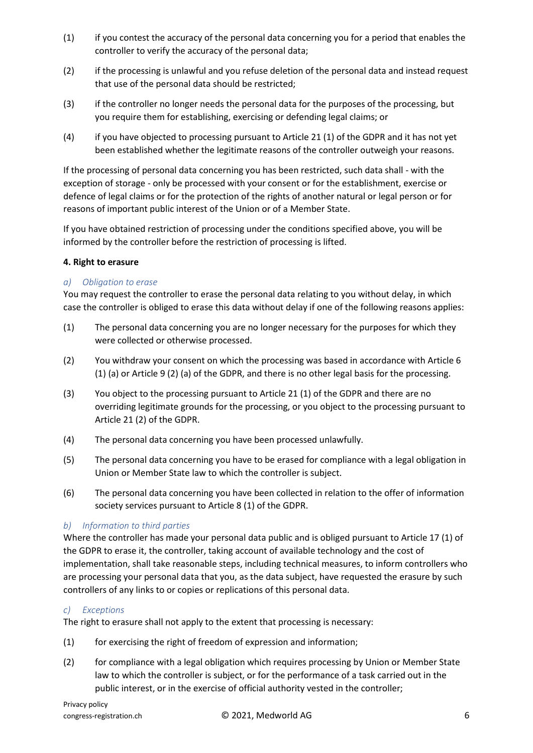(1) if you contest the accuracy of the personal data concerning you for a period that enables the controller to verify the accuracy of the personal data;

(2) if the processing is unlawful and you refuse deletion of the personal data and instead request that use of the personal data should be restricted;

(3) if the controller no longer needs the personal data for the purposes of the processing, but you require them for establishing, exercising or defending legal claims; or

(4) if you have objected to processing pursuant to Article 21 (1) of the GDPR and it has not yet been established whether the legitimate reasons of the controller outweigh your reasons.

If the processing of personal data concerning you has been restricted, such data shall - with the exception of storage - only be processed with your consent or for the establishment, exercise or defence of legal claims or for the protection of the rights of another natural or legal person or for reasons of important public interest of the Union or of a Member State.

If you have obtained restriction of processing under the conditions specified above, you will be informed by the controller before the restriction of processing is lifted.

**4. Right to erasure**

*a) Obligation to erase*

You may request the controller to erase the personal data relating to you without delay, in which case the controller is obliged to erase this data without delay if one of the following reasons applies:

(1) The personal data concerning you are no longer necessary for the purposes for which they were collected or otherwise processed.

(2) You withdraw your consent on which the processing was based in accordance with Article 6 (1) (a) or Article 9 (2) (a) of the GDPR, and there is no other legal basis for the processing.

(3) You object to the processing pursuant to Article 21 (1) of the GDPR and there are no overriding legitimate grounds for the processing, or you object to the processing pursuant to Article 21 (2) of the GDPR.

(4) The personal data concerning you have been processed unlawfully.

(5) The personal data concerning you have to be erased for compliance with a legal obligation in Union or Member State law to which the controller is subject.

(6) The personal data concerning you have been collected in relation to the offer of information society services pursuant to Article 8 (1) of the GDPR.

*b) Information to third parties*

Where the controller has made your personal data public and is obliged pursuant to Article 17 (1) of the GDPR to erase it, the controller, taking account of available technology and the cost of implementation, shall take reasonable steps, including technical measures, to inform controllers who are processing your personal data that you, as the data subject, have requested the erasure by such controllers of any links to or copies or replications of this personal data.

*c) Exceptions*

The right to erasure shall not apply to the extent that processing is necessary:

(1) for exercising the right of freedom of expression and information;

(2) for compliance with a legal obligation which requires processing by Union or Member State law to which the controller is subject, or for the performance of a task carried out in the public interest, or in the exercise of official authority vested in the controller;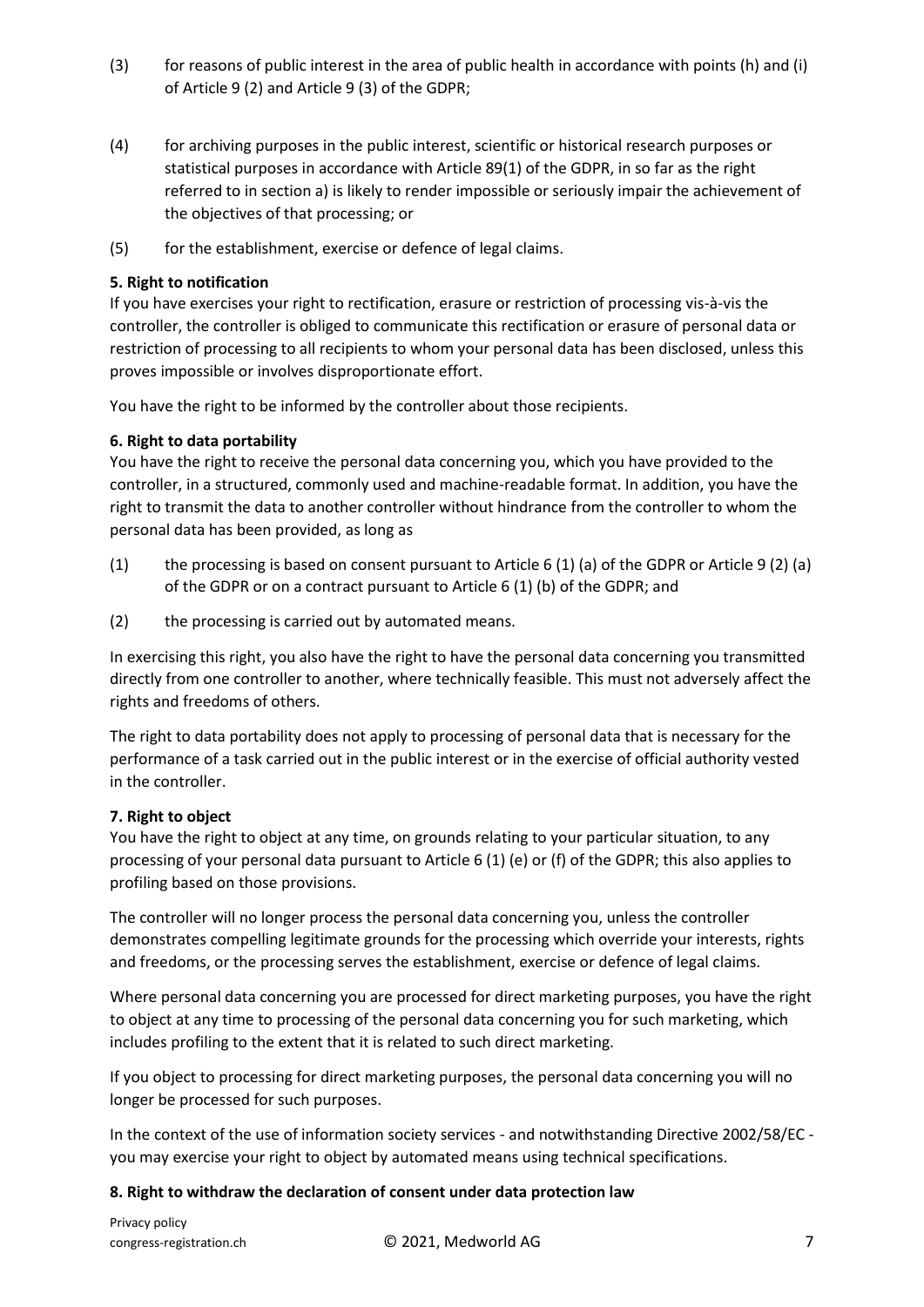(3) for reasons of public interest in the area of public health in accordance with points (h) and (i) of Article 9 (2) and Article 9 (3) of the GDPR;

(4) for archiving purposes in the public interest, scientific or historical research purposes or statistical purposes in accordance with Article 89(1) of the GDPR, in so far as the right referred to in section a) is likely to render impossible or seriously impair the achievement of the objectives of that processing; or

(5) for the establishment, exercise or defence of legal claims.

**5. Right to notification**

If you have exercises your right to rectification, erasure or restriction of processing vis-à-vis the controller, the controller is obliged to communicate this rectification or erasure of personal data or restriction of processing to all recipients to whom your personal data has been disclosed, unless this proves impossible or involves disproportionate effort.

You have the right to be informed by the controller about those recipients.

**6. Right to data portability**

You have the right to receive the personal data concerning you, which you have provided to the controller, in a structured, commonly used and machine-readable format. In addition, you have the right to transmit the data to another controller without hindrance from the controller to whom the personal data has been provided, as long as

(1) the processing is based on consent pursuant to Article 6 (1) (a) of the GDPR or Article 9 (2) (a) of the GDPR or on a contract pursuant to Article 6 (1) (b) of the GDPR; and

(2) the processing is carried out by automated means.

In exercising this right, you also have the right to have the personal data concerning you transmitted directly from one controller to another, where technically feasible. This must not adversely affect the rights and freedoms of others.

The right to data portability does not apply to processing of personal data that is necessary for the performance of a task carried out in the public interest or in the exercise of official authority vested in the controller.

**7. Right to object**

You have the right to object at any time, on grounds relating to your particular situation, to any processing of your personal data pursuant to Article 6 (1) (e) or (f) of the GDPR; this also applies to profiling based on those provisions.

The controller will no longer process the personal data concerning you, unless the controller demonstrates compelling legitimate grounds for the processing which override your interests, rights and freedoms, or the processing serves the establishment, exercise or defence of legal claims.

Where personal data concerning you are processed for direct marketing purposes, you have the right to object at any time to processing of the personal data concerning you for such marketing, which includes profiling to the extent that it is related to such direct marketing.

If you object to processing for direct marketing purposes, the personal data concerning you will no longer be processed for such purposes.

In the context of the use of information society services - and notwithstanding Directive 2002/58/EC - you may exercise your right to object by automated means using technical specifications.

**8. Right to withdraw the declaration of consent under data protection law**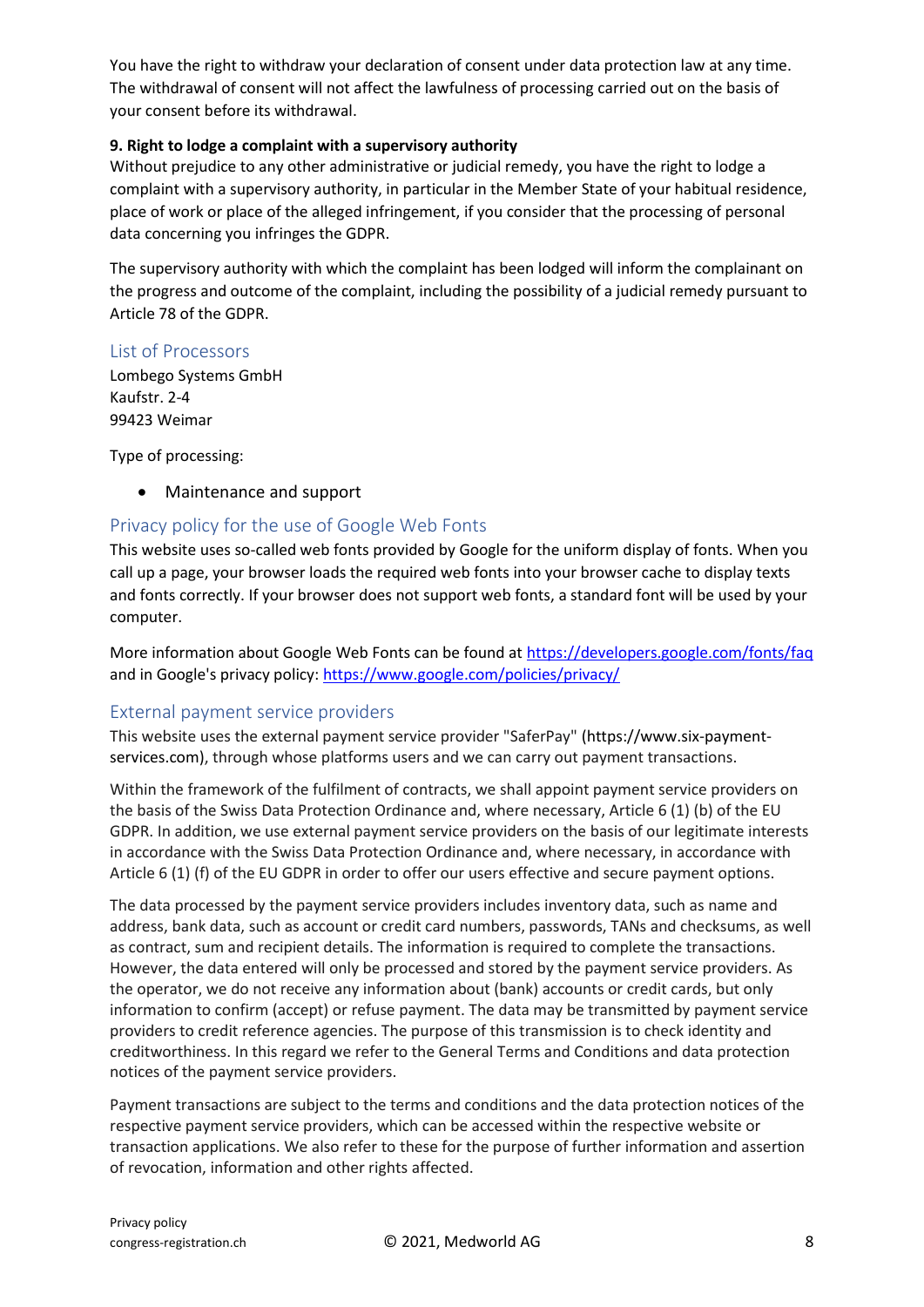You have the right to withdraw your declaration of consent under data protection law at any time. The withdrawal of consent will not affect the lawfulness of processing carried out on the basis of your consent before its withdrawal.

**9. Right to lodge a complaint with a supervisory authority**

Without prejudice to any other administrative or judicial remedy, you have the right to lodge a complaint with a supervisory authority, in particular in the Member State of your habitual residence, place of work or place of the alleged infringement, if you consider that the processing of personal data concerning you infringes the GDPR.

The supervisory authority with which the complaint has been lodged will inform the complainant on the progress and outcome of the complaint, including the possibility of a judicial remedy pursuant to Article 78 of the GDPR.

## List of Processors

Lombego Systems GmbH
Kaufstr. 2-4
99423 Weimar

Type of processing:

- Maintenance and support

## Privacy policy for the use of Google Web Fonts

This website uses so-called web fonts provided by Google for the uniform display of fonts. When you call up a page, your browser loads the required web fonts into your browser cache to display texts and fonts correctly. If your browser does not support web fonts, a standard font will be used by your computer.

More information about Google Web Fonts can be found at https://developers.google.com/fonts/faq and in Google's privacy policy: https://www.google.com/policies/privacy/

## External payment service providers

This website uses the external payment service provider "SaferPay" (https://www.six-payment-services.com), through whose platforms users and we can carry out payment transactions.

Within the framework of the fulfilment of contracts, we shall appoint payment service providers on the basis of the Swiss Data Protection Ordinance and, where necessary, Article 6 (1) (b) of the EU GDPR. In addition, we use external payment service providers on the basis of our legitimate interests in accordance with the Swiss Data Protection Ordinance and, where necessary, in accordance with Article 6 (1) (f) of the EU GDPR in order to offer our users effective and secure payment options.

The data processed by the payment service providers includes inventory data, such as name and address, bank data, such as account or credit card numbers, passwords, TANs and checksums, as well as contract, sum and recipient details. The information is required to complete the transactions. However, the data entered will only be processed and stored by the payment service providers. As the operator, we do not receive any information about (bank) accounts or credit cards, but only information to confirm (accept) or refuse payment. The data may be transmitted by payment service providers to credit reference agencies. The purpose of this transmission is to check identity and creditworthiness. In this regard we refer to the General Terms and Conditions and data protection notices of the payment service providers.

Payment transactions are subject to the terms and conditions and the data protection notices of the respective payment service providers, which can be accessed within the respective website or transaction applications. We also refer to these for the purpose of further information and assertion of revocation, information and other rights affected.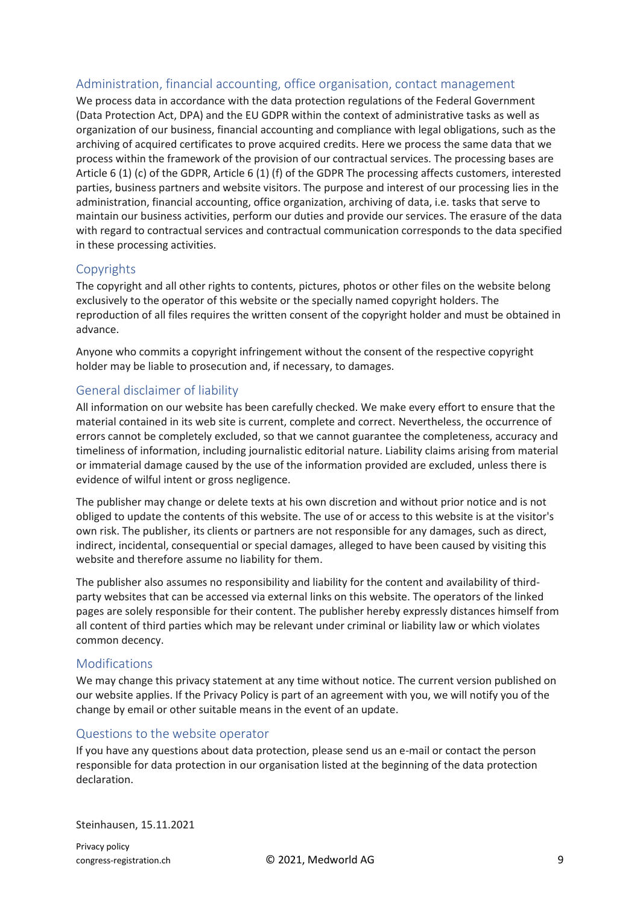## Administration, financial accounting, office organisation, contact management

We process data in accordance with the data protection regulations of the Federal Government (Data Protection Act, DPA) and the EU GDPR within the context of administrative tasks as well as organization of our business, financial accounting and compliance with legal obligations, such as the archiving of acquired certificates to prove acquired credits. Here we process the same data that we process within the framework of the provision of our contractual services. The processing bases are Article 6 (1) (c) of the GDPR, Article 6 (1) (f) of the GDPR The processing affects customers, interested parties, business partners and website visitors. The purpose and interest of our processing lies in the administration, financial accounting, office organization, archiving of data, i.e. tasks that serve to maintain our business activities, perform our duties and provide our services. The erasure of the data with regard to contractual services and contractual communication corresponds to the data specified in these processing activities.

## Copyrights

The copyright and all other rights to contents, pictures, photos or other files on the website belong exclusively to the operator of this website or the specially named copyright holders. The reproduction of all files requires the written consent of the copyright holder and must be obtained in advance.

Anyone who commits a copyright infringement without the consent of the respective copyright holder may be liable to prosecution and, if necessary, to damages.

## General disclaimer of liability

All information on our website has been carefully checked. We make every effort to ensure that the material contained in its web site is current, complete and correct. Nevertheless, the occurrence of errors cannot be completely excluded, so that we cannot guarantee the completeness, accuracy and timeliness of information, including journalistic editorial nature. Liability claims arising from material or immaterial damage caused by the use of the information provided are excluded, unless there is evidence of wilful intent or gross negligence.

The publisher may change or delete texts at his own discretion and without prior notice and is not obliged to update the contents of this website. The use of or access to this website is at the visitor's own risk. The publisher, its clients or partners are not responsible for any damages, such as direct, indirect, incidental, consequential or special damages, alleged to have been caused by visiting this website and therefore assume no liability for them.

The publisher also assumes no responsibility and liability for the content and availability of third-party websites that can be accessed via external links on this website. The operators of the linked pages are solely responsible for their content. The publisher hereby expressly distances himself from all content of third parties which may be relevant under criminal or liability law or which violates common decency.

## Modifications

We may change this privacy statement at any time without notice. The current version published on our website applies. If the Privacy Policy is part of an agreement with you, we will notify you of the change by email or other suitable means in the event of an update.

## Questions to the website operator

If you have any questions about data protection, please send us an e-mail or contact the person responsible for data protection in our organisation listed at the beginning of the data protection declaration.

Steinhausen, 15.11.2021